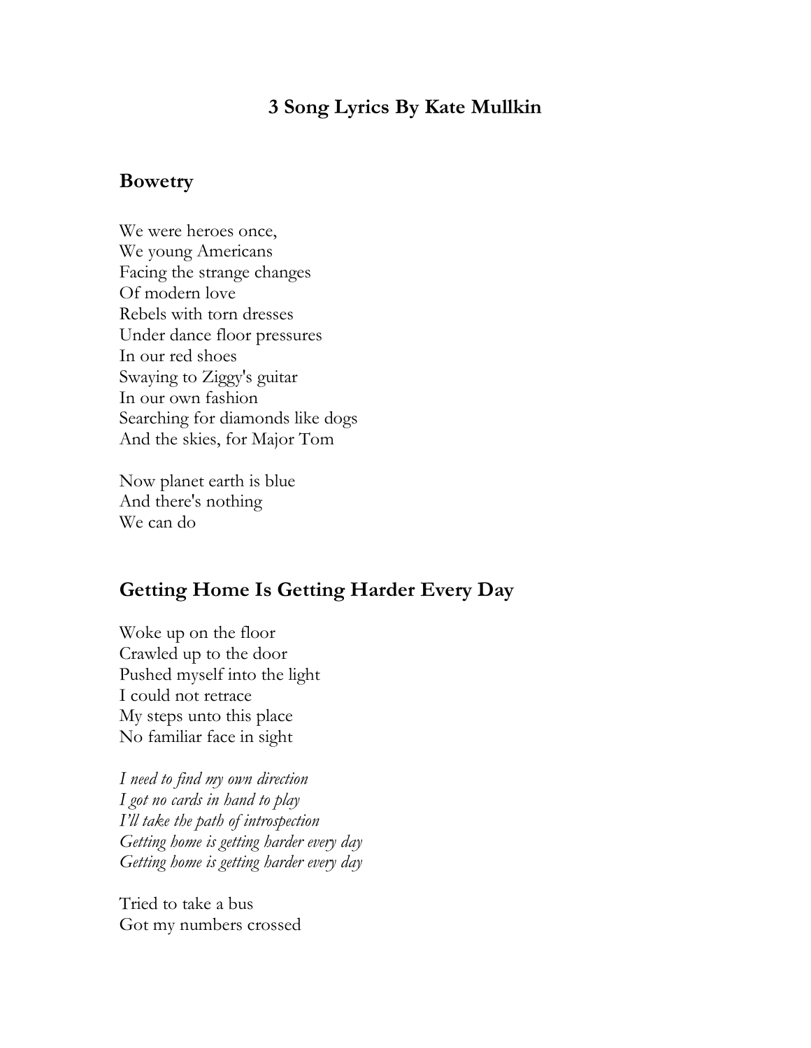# 3 Song Lyrics By Kate Mullkin

## Bowetry

We were heroes once,
We young Americans
Facing the strange changes
Of modern love
Rebels with torn dresses
Under dance floor pressures
In our red shoes
Swaying to Ziggy's guitar
In our own fashion
Searching for diamonds like dogs
And the skies, for Major Tom

Now planet earth is blue
And there's nothing
We can do

## Getting Home Is Getting Harder Every Day

Woke up on the floor
Crawled up to the door
Pushed myself into the light
I could not retrace
My steps unto this place
No familiar face in sight

*I need to find my own direction*
*I got no cards in hand to play*
*I'll take the path of introspection*
*Getting home is getting harder every day*
*Getting home is getting harder every day*

Tried to take a bus
Got my numbers crossed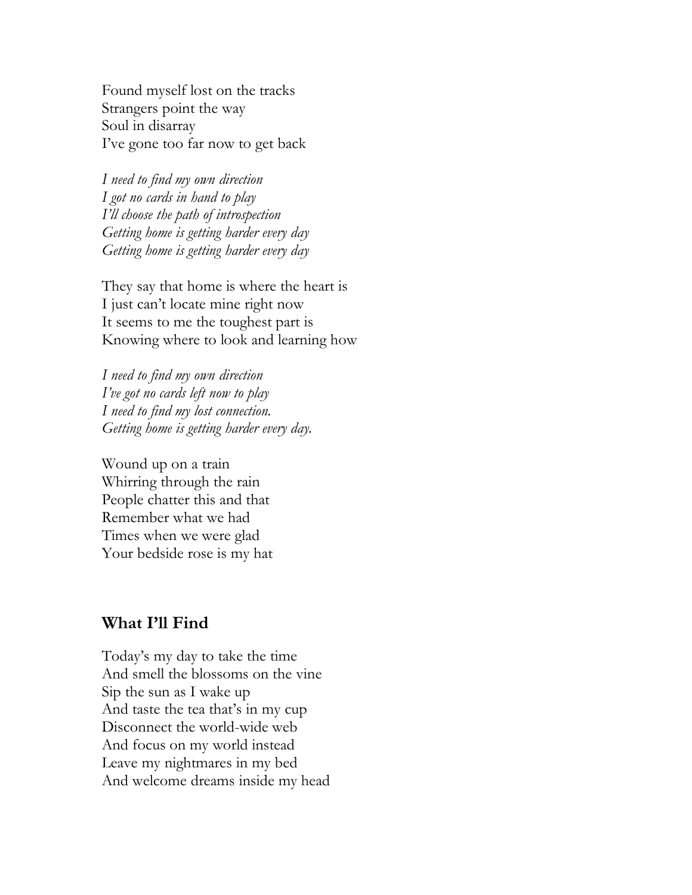Found myself lost on the tracks
Strangers point the way
Soul in disarray
I've gone too far now to get back

*I need to find my own direction*
*I got no cards in hand to play*
*I'll choose the path of introspection*
*Getting home is getting harder every day*
*Getting home is getting harder every day*

They say that home is where the heart is
I just can't locate mine right now
It seems to me the toughest part is
Knowing where to look and learning how

*I need to find my own direction*
*I've got no cards left now to play*
*I need to find my lost connection.*
*Getting home is getting harder every day.*

Wound up on a train
Whirring through the rain
People chatter this and that
Remember what we had
Times when we were glad
Your bedside rose is my hat

## What I'll Find

Today's my day to take the time
And smell the blossoms on the vine
Sip the sun as I wake up
And taste the tea that's in my cup
Disconnect the world-wide web
And focus on my world instead
Leave my nightmares in my bed
And welcome dreams inside my head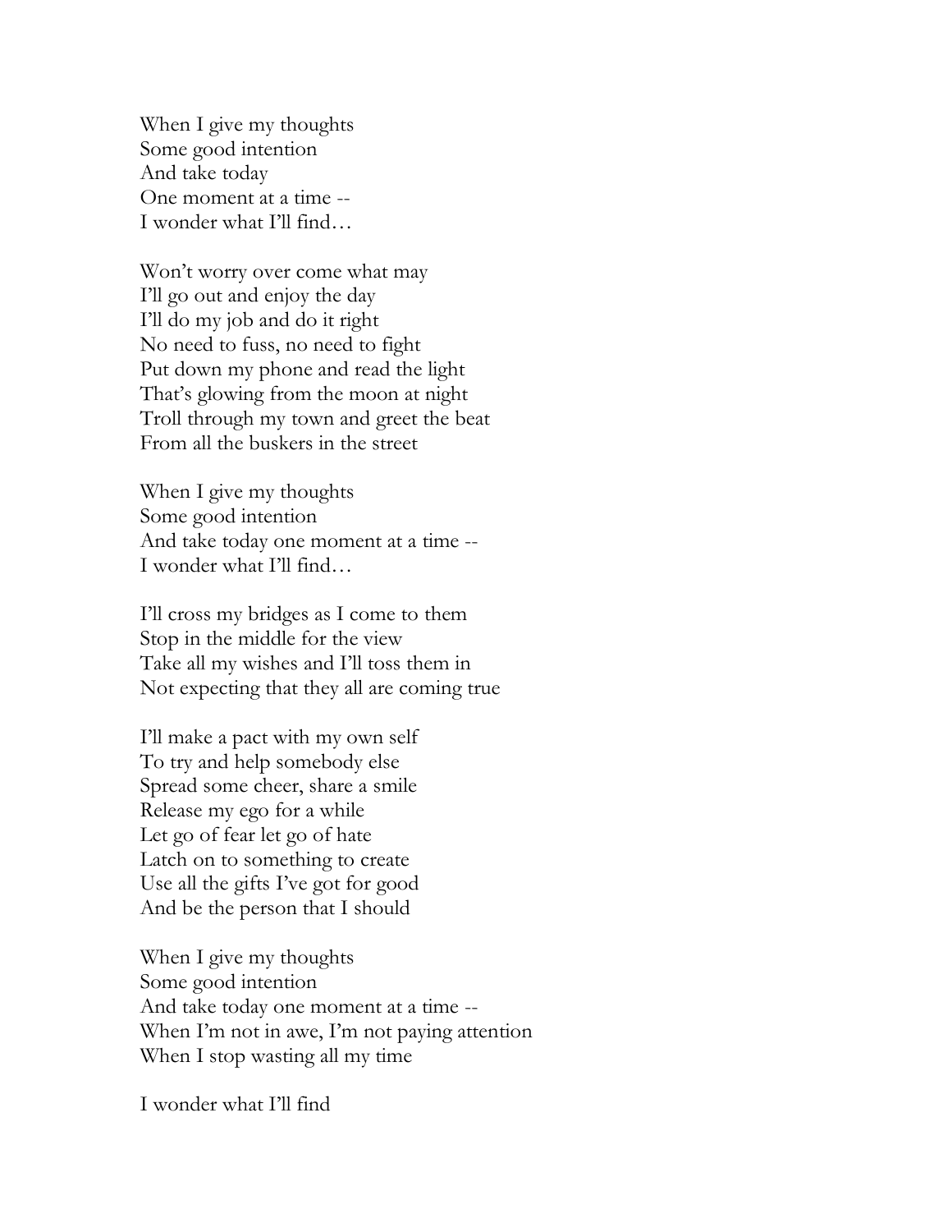When I give my thoughts
Some good intention
And take today
One moment at a time --
I wonder what I'll find…

Won't worry over come what may
I'll go out and enjoy the day
I'll do my job and do it right
No need to fuss, no need to fight
Put down my phone and read the light
That's glowing from the moon at night
Troll through my town and greet the beat
From all the buskers in the street

When I give my thoughts
Some good intention
And take today one moment at a time --
I wonder what I'll find…

I'll cross my bridges as I come to them
Stop in the middle for the view
Take all my wishes and I'll toss them in
Not expecting that they all are coming true

I'll make a pact with my own self
To try and help somebody else
Spread some cheer, share a smile
Release my ego for a while
Let go of fear let go of hate
Latch on to something to create
Use all the gifts I've got for good
And be the person that I should

When I give my thoughts
Some good intention
And take today one moment at a time --
When I'm not in awe, I'm not paying attention
When I stop wasting all my time

I wonder what I'll find